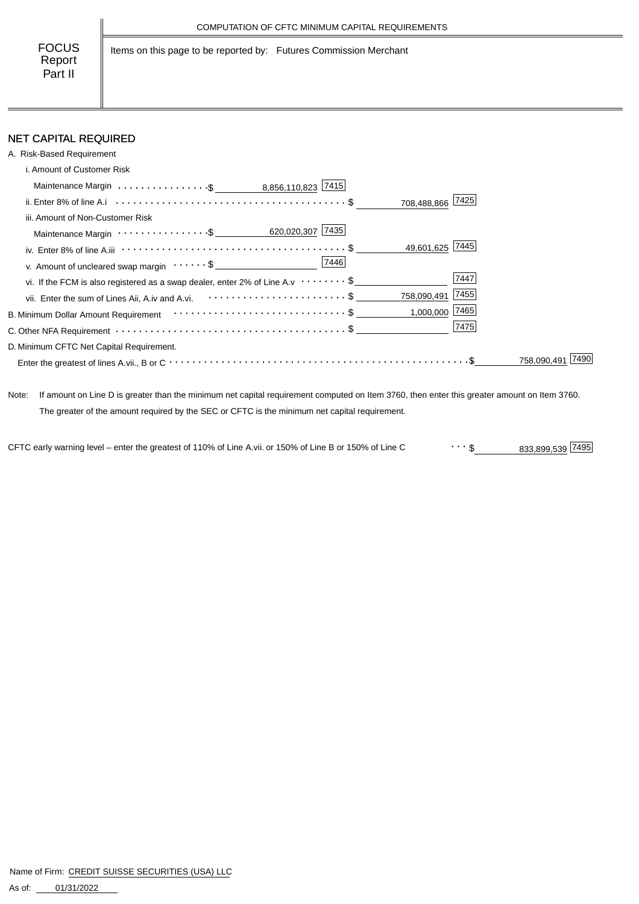COMPUTATION OF CFTC MINIMUM CAPITAL REQUIREMENTS

FOCUS Report Part II

Items on this page to be reported by: Futures Commission Merchant

## NET CAPITAL REQUIRED

A. Risk-Based Requirement

| Item | | | | |
|---|---|---|---|---|
| i. Amount of Customer Risk Maintenance Margin | $ 8,856,110,823 [7415] | | | |
| ii. Enter 8% of line A.i | | $ 708,488,866 [7425] | | |
| iii. Amount of Non-Customer Risk Maintenance Margin | $ 620,020,307 [7435] | | | |
| iv. Enter 8% of line A.iii | | $ 49,601,625 [7445] | | |
| v. Amount of uncleared swap margin | $ [7446] | | | |
| vi. If the FCM is also registered as a swap dealer, enter 2% of Line A.v | | $ [7447] | | |
| vii. Enter the sum of Lines Aii, A.iv and A.vi. | | $ 758,090,491 [7455] | | |
| B. Minimum Dollar Amount Requirement | | $ 1,000,000 [7465] | | |
| C. Other NFA Requirement | | $ [7475] | | |
| D. Minimum CFTC Net Capital Requirement. Enter the greatest of lines A.vii., B or C | | | $ 758,090,491 [7490] | |

Note: If amount on Line D is greater than the minimum net capital requirement computed on Item 3760, then enter this greater amount on Item 3760. The greater of the amount required by the SEC or CFTC is the minimum net capital requirement.

CFTC early warning level – enter the greatest of 110% of Line A.vii. or 150% of Line B or 150% of Line C ... $ 833,899,539 [7495]

Name of Firm: CREDIT SUISSE SECURITIES (USA) LLC

As of: 01/31/2022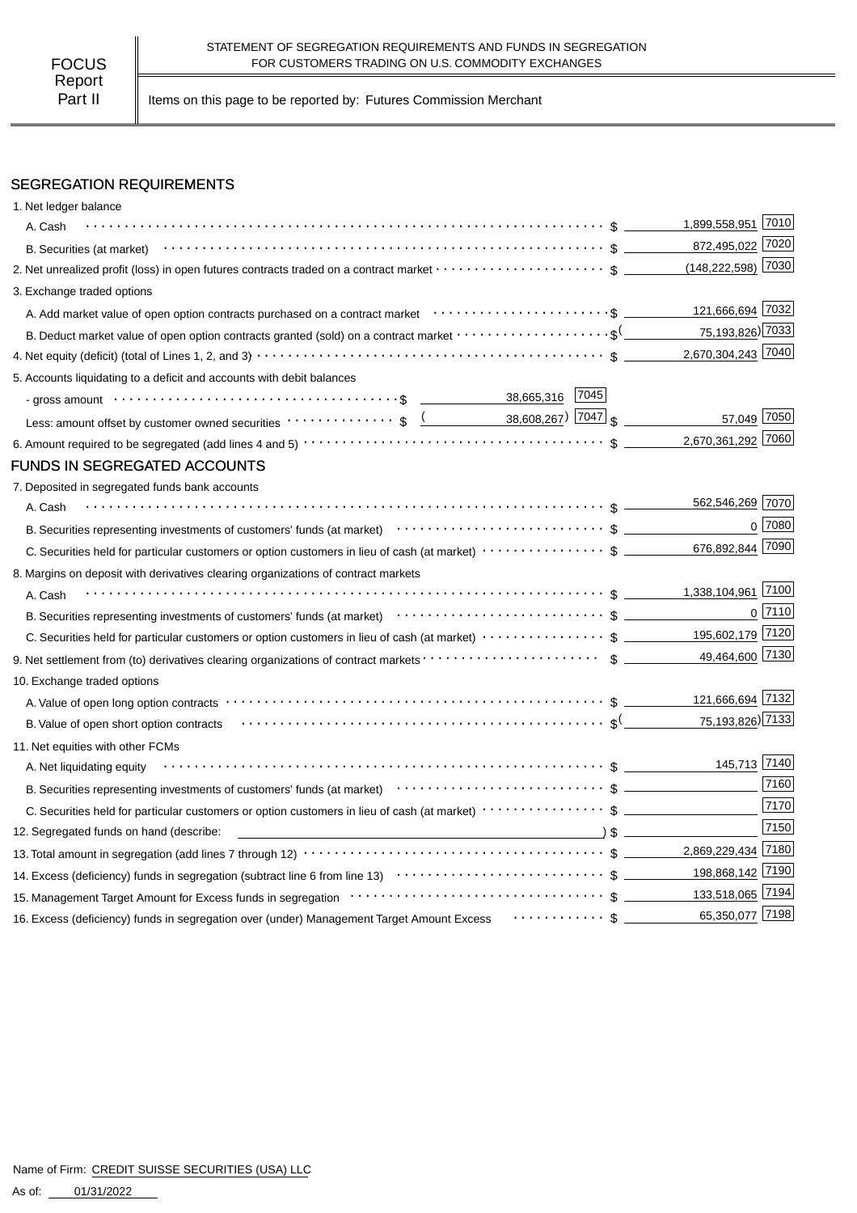FOCUS Report Part II

STATEMENT OF SEGREGATION REQUIREMENTS AND FUNDS IN SEGREGATION FOR CUSTOMERS TRADING ON U.S. COMMODITY EXCHANGES

Items on this page to be reported by: Futures Commission Merchant

## SEGREGATION REQUIREMENTS

| Item | | | Amount | Code |
|---|---|---|---|---|
| 1. Net ledger balance | | | | |
| A. Cash | | | $ 1,899,558,951 | 7010 |
| B. Securities (at market) | | | $ 872,495,022 | 7020 |
| 2. Net unrealized profit (loss) in open futures contracts traded on a contract market | | | $ (148,222,598) | 7030 |
| 3. Exchange traded options | | | | |
| A. Add market value of open option contracts purchased on a contract market | | | $ 121,666,694 | 7032 |
| B. Deduct market value of open option contracts granted (sold) on a contract market | | | $ (75,193,826) | 7033 |
| 4. Net equity (deficit) (total of Lines 1, 2, and 3) | | | $ 2,670,304,243 | 7040 |
| 5. Accounts liquidating to a deficit and accounts with debit balances | | | | |
| - gross amount | $ 38,665,316 | 7045 | | |
| Less: amount offset by customer owned securities | $ (38,608,267) | 7047 | $ 57,049 | 7050 |
| 6. Amount required to be segregated (add lines 4 and 5) | | | $ 2,670,361,292 | 7060 |

## FUNDS IN SEGREGATED ACCOUNTS

| Item | Amount | Code |
|---|---|---|
| 7. Deposited in segregated funds bank accounts | | |
| A. Cash | $ 562,546,269 | 7070 |
| B. Securities representing investments of customers' funds (at market) | $ 0 | 7080 |
| C. Securities held for particular customers or option customers in lieu of cash (at market) | $ 676,892,844 | 7090 |
| 8. Margins on deposit with derivatives clearing organizations of contract markets | | |
| A. Cash | $ 1,338,104,961 | 7100 |
| B. Securities representing investments of customers' funds (at market) | $ 0 | 7110 |
| C. Securities held for particular customers or option customers in lieu of cash (at market) | $ 195,602,179 | 7120 |
| 9. Net settlement from (to) derivatives clearing organizations of contract markets | $ 49,464,600 | 7130 |
| 10. Exchange traded options | | |
| A. Value of open long option contracts | $ 121,666,694 | 7132 |
| B. Value of open short option contracts | $ (75,193,826) | 7133 |
| 11. Net equities with other FCMs | | |
| A. Net liquidating equity | $ 145,713 | 7140 |
| B. Securities representing investments of customers' funds (at market) | $ | 7160 |
| C. Securities held for particular customers or option customers in lieu of cash (at market) | $ | 7170 |
| 12. Segregated funds on hand (describe: ) | $ | 7150 |
| 13. Total amount in segregation (add lines 7 through 12) | $ 2,869,229,434 | 7180 |
| 14. Excess (deficiency) funds in segregation (subtract line 6 from line 13) | $ 198,868,142 | 7190 |
| 15. Management Target Amount for Excess funds in segregation | $ 133,518,065 | 7194 |
| 16. Excess (deficiency) funds in segregation over (under) Management Target Amount Excess | $ 65,350,077 | 7198 |

Name of Firm: CREDIT SUISSE SECURITIES (USA) LLC

As of: 01/31/2022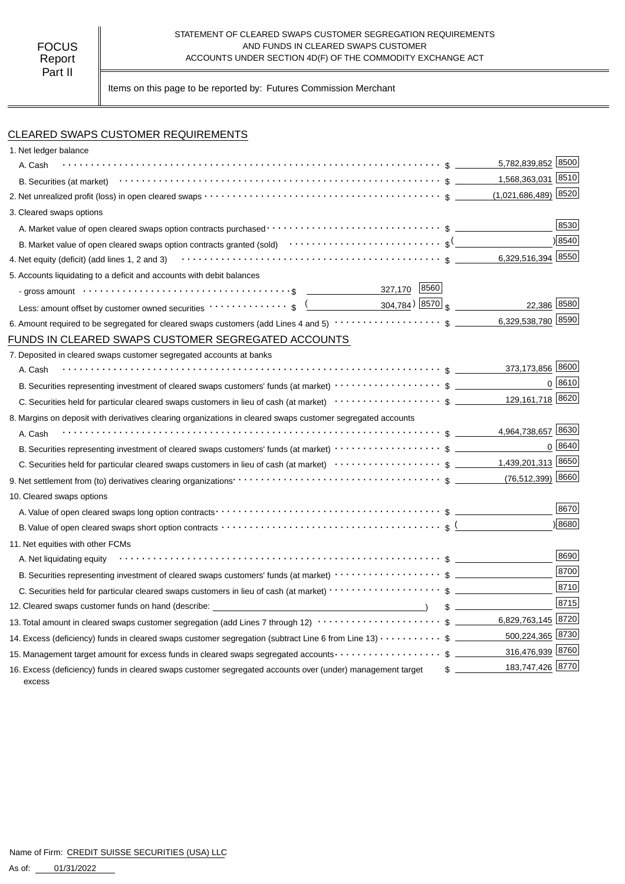FOCUS Report Part II

STATEMENT OF CLEARED SWAPS CUSTOMER SEGREGATION REQUIREMENTS AND FUNDS IN CLEARED SWAPS CUSTOMER ACCOUNTS UNDER SECTION 4D(F) OF THE COMMODITY EXCHANGE ACT

Items on this page to be reported by: Futures Commission Merchant

## CLEARED SWAPS CUSTOMER REQUIREMENTS

| Item | | | Amount | Code |
|---|---|---|---|---|
| 1. Net ledger balance | | | | |
| A. Cash | | | $ 5,782,839,852 | 8500 |
| B. Securities (at market) | | | $ 1,568,363,031 | 8510 |
| 2. Net unrealized profit (loss) in open cleared swaps | | | $ (1,021,686,489) | 8520 |
| 3. Cleared swaps options | | | | |
| A. Market value of open cleared swaps option contracts purchased | | | $ | 8530 |
| B. Market value of open cleared swaps option contracts granted (sold) | | | $ ( ) | 8540 |
| 4. Net equity (deficit) (add lines 1, 2 and 3) | | | $ 6,329,516,394 | 8550 |
| 5. Accounts liquidating to a deficit and accounts with debit balances | | | | |
| - gross amount | $ 327,170 | 8560 | | |
| Less: amount offset by customer owned securities | $ (304,784) | 8570 | $ 22,386 | 8580 |
| 6. Amount required to be segregated for cleared swaps customers (add Lines 4 and 5) | | | $ 6,329,538,780 | 8590 |

## FUNDS IN CLEARED SWAPS CUSTOMER SEGREGATED ACCOUNTS

| Item | Amount | Code |
|---|---|---|
| 7. Deposited in cleared swaps customer segregated accounts at banks | | |
| A. Cash | $ 373,173,856 | 8600 |
| B. Securities representing investment of cleared swaps customers' funds (at market) | $ 0 | 8610 |
| C. Securities held for particular cleared swaps customers in lieu of cash (at market) | $ 129,161,718 | 8620 |
| 8. Margins on deposit with derivatives clearing organizations in cleared swaps customer segregated accounts | | |
| A. Cash | $ 4,964,738,657 | 8630 |
| B. Securities representing investment of cleared swaps customers' funds (at market) | $ 0 | 8640 |
| C. Securities held for particular cleared swaps customers in lieu of cash (at market) | $ 1,439,201,313 | 8650 |
| 9. Net settlement from (to) derivatives clearing organizations | $ (76,512,399) | 8660 |
| 10. Cleared swaps options | | |
| A. Value of open cleared swaps long option contracts | $ | 8670 |
| B. Value of open cleared swaps short option contracts | $ ( ) | 8680 |
| 11. Net equities with other FCMs | | |
| A. Net liquidating equity | $ | 8690 |
| B. Securities representing investment of cleared swaps customers' funds (at market) | $ | 8700 |
| C. Securities held for particular cleared swaps customers in lieu of cash (at market) | $ | 8710 |
| 12. Cleared swaps customer funds on hand (describe: ) | $ | 8715 |
| 13. Total amount in cleared swaps customer segregation (add Lines 7 through 12) | $ 6,829,763,145 | 8720 |
| 14. Excess (deficiency) funds in cleared swaps customer segregation (subtract Line 6 from Line 13) | $ 500,224,365 | 8730 |
| 15. Management target amount for excess funds in cleared swaps segregated accounts | $ 316,476,939 | 8760 |
| 16. Excess (deficiency) funds in cleared swaps customer segregated accounts over (under) management target excess | $ 183,747,426 | 8770 |

Name of Firm: CREDIT SUISSE SECURITIES (USA) LLC

As of: 01/31/2022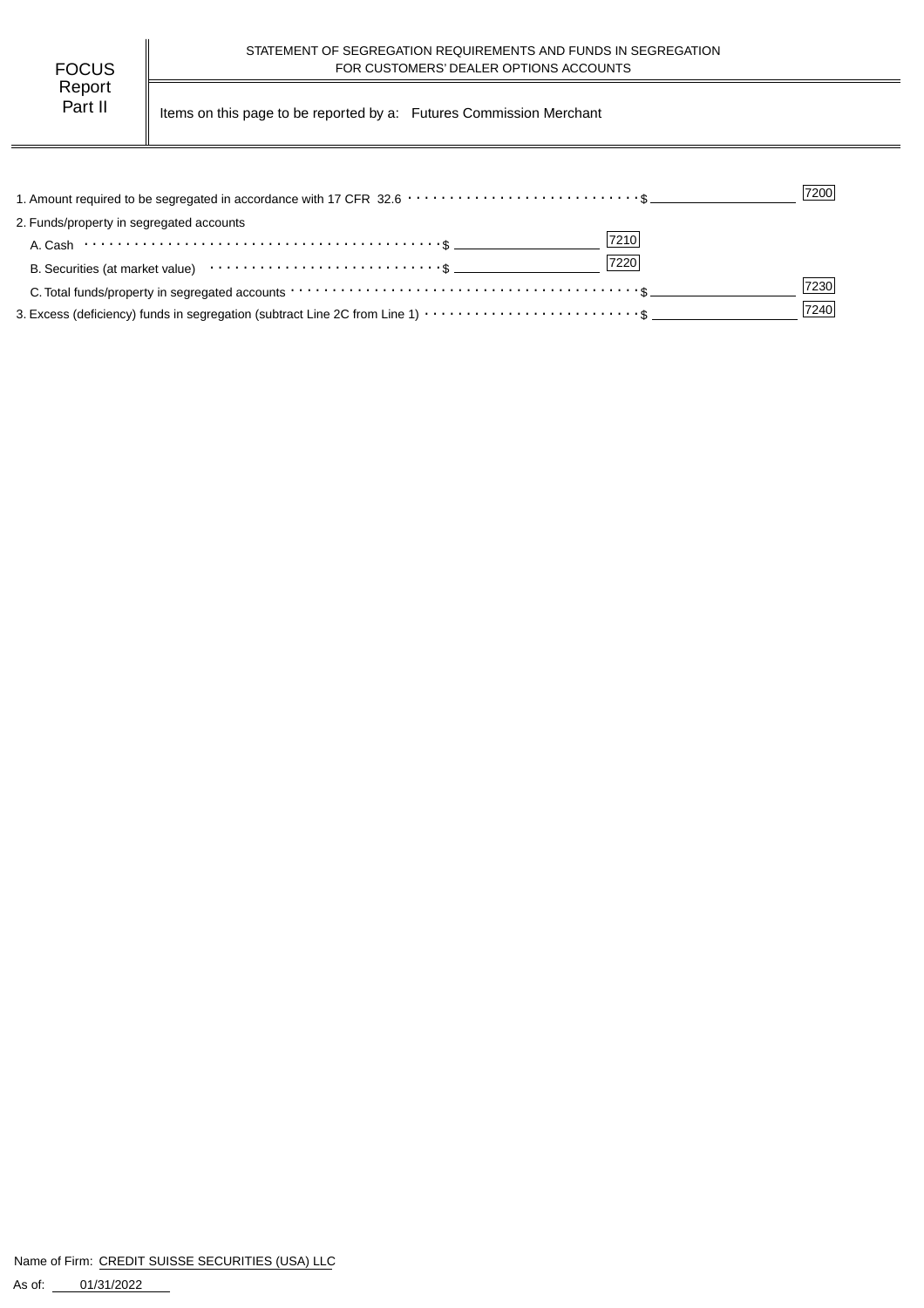FOCUS Report Part II

STATEMENT OF SEGREGATION REQUIREMENTS AND FUNDS IN SEGREGATION FOR CUSTOMERS' DEALER OPTIONS ACCOUNTS

Items on this page to be reported by a: Futures Commission Merchant

| Item | | | Code | Amount | Code |
|---|---|---|---|---|---|
| 1. Amount required to be segregated in accordance with 17 CFR 32.6 | | | | $ | 7200 |
| 2. Funds/property in segregated accounts | | | | | |
| A. Cash | $ | | 7210 | | |
| B. Securities (at market value) | $ | | 7220 | | |
| C. Total funds/property in segregated accounts | | | | $ | 7230 |
| 3. Excess (deficiency) funds in segregation (subtract Line 2C from Line 1) | | | | $ | 7240 |

Name of Firm: CREDIT SUISSE SECURITIES (USA) LLC

As of: 01/31/2022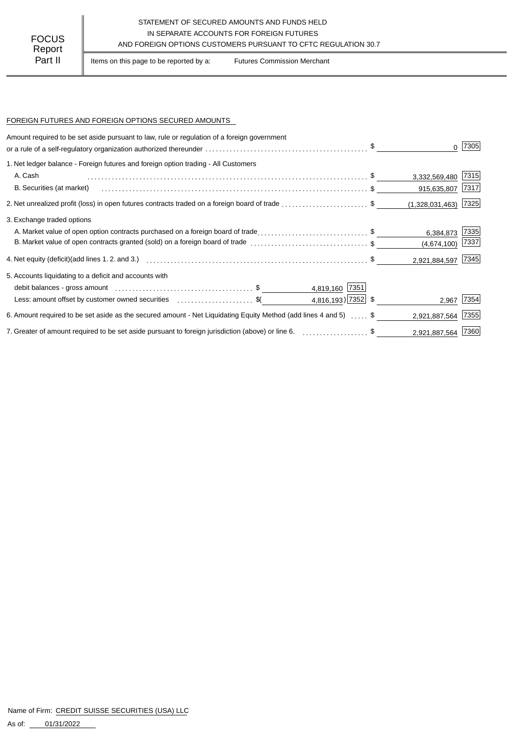FOCUS Report Part II

STATEMENT OF SECURED AMOUNTS AND FUNDS HELD IN SEPARATE ACCOUNTS FOR FOREIGN FUTURES AND FOREIGN OPTIONS CUSTOMERS PURSUANT TO CFTC REGULATION 30.7

Items on this page to be reported by a: Futures Commission Merchant

FOREIGN FUTURES AND FOREIGN OPTIONS SECURED AMOUNTS

| Item | | | Amount | Code |
|---|---|---|---|---|
| Amount required to be set aside pursuant to law, rule or regulation of a foreign government or a rule of a self-regulatory organization authorized thereunder | | | $ 0 | 7305 |
| 1. Net ledger balance - Foreign futures and foreign option trading - All Customers | | | | |
| A. Cash | | | $ 3,332,569,480 | 7315 |
| B. Securities (at market) | | | $ 915,635,807 | 7317 |
| 2. Net unrealized profit (loss) in open futures contracts traded on a foreign board of trade | | | $ (1,328,031,463) | 7325 |
| 3. Exchange traded options | | | | |
| A. Market value of open option contracts purchased on a foreign board of trade | | | $ 6,384,873 | 7335 |
| B. Market value of open contracts granted (sold) on a foreign board of trade | | | $ (4,674,100) | 7337 |
| 4. Net equity (deficit)(add lines 1. 2. and 3.) | | | $ 2,921,884,597 | 7345 |
| 5. Accounts liquidating to a deficit and accounts with | | | | |
| debit balances - gross amount | $ 4,819,160 | 7351 | | |
| Less: amount offset by customer owned securities | $( 4,816,193) | 7352 | $ 2,967 | 7354 |
| 6. Amount required to be set aside as the secured amount - Net Liquidating Equity Method (add lines 4 and 5) | | | $ 2,921,887,564 | 7355 |
| 7. Greater of amount required to be set aside pursuant to foreign jurisdiction (above) or line 6. | | | $ 2,921,887,564 | 7360 |

Name of Firm: CREDIT SUISSE SECURITIES (USA) LLC

As of: 01/31/2022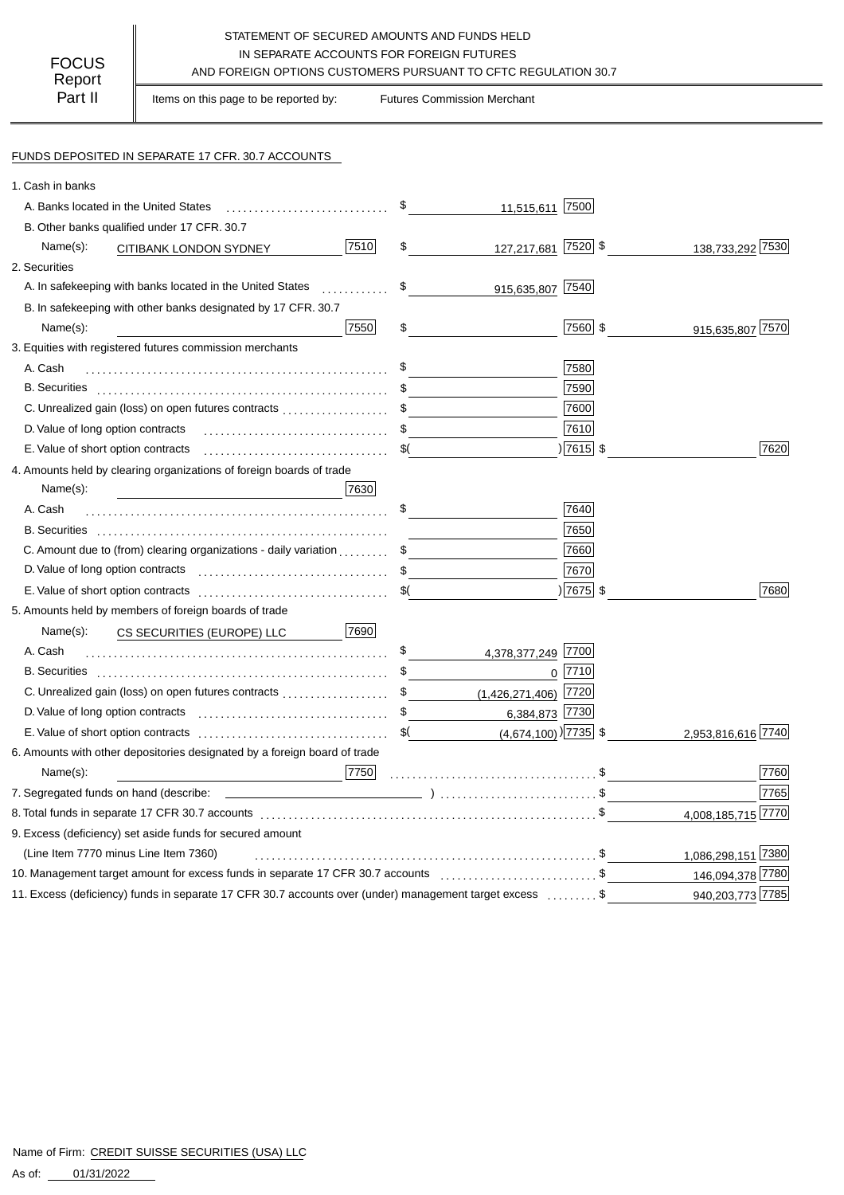FOCUS Report Part II

STATEMENT OF SECURED AMOUNTS AND FUNDS HELD IN SEPARATE ACCOUNTS FOR FOREIGN FUTURES AND FOREIGN OPTIONS CUSTOMERS PURSUANT TO CFTC REGULATION 30.7

Items on this page to be reported by: Futures Commission Merchant

FUNDS DEPOSITED IN SEPARATE 17 CFR. 30.7 ACCOUNTS

| | | | | |
|---|---|---|---|---|
| 1. Cash in banks | | | | |
| A. Banks located in the United States | $ 11,515,611 | 7500 | | |
| B. Other banks qualified under 17 CFR. 30.7 | | | | |
| Name(s): CITIBANK LONDON SYDNEY 7510 | $ 127,217,681 | 7520 | $ 138,733,292 | 7530 |
| 2. Securities | | | | |
| A. In safekeeping with banks located in the United States | $ 915,635,807 | 7540 | | |
| B. In safekeeping with other banks designated by 17 CFR. 30.7 | | | | |
| Name(s): 7550 | $ | 7560 | $ 915,635,807 | 7570 |
| 3. Equities with registered futures commission merchants | | | | |
| A. Cash | $ | 7580 | | |
| B. Securities | $ | 7590 | | |
| C. Unrealized gain (loss) on open futures contracts | $ | 7600 | | |
| D. Value of long option contracts | $ | 7610 | | |
| E. Value of short option contracts | $( ) | 7615 | $ | 7620 |
| 4. Amounts held by clearing organizations of foreign boards of trade | | | | |
| Name(s): 7630 | | | | |
| A. Cash | $ | 7640 | | |
| B. Securities | | 7650 | | |
| C. Amount due to (from) clearing organizations - daily variation | $ | 7660 | | |
| D. Value of long option contracts | $ | 7670 | | |
| E. Value of short option contracts | $( ) | 7675 | $ | 7680 |
| 5. Amounts held by members of foreign boards of trade | | | | |
| Name(s): CS SECURITIES (EUROPE) LLC 7690 | | | | |
| A. Cash | $ 4,378,377,249 | 7700 | | |
| B. Securities | $ 0 | 7710 | | |
| C. Unrealized gain (loss) on open futures contracts | $ (1,426,271,406) | 7720 | | |
| D. Value of long option contracts | $ 6,384,873 | 7730 | | |
| E. Value of short option contracts | $( (4,674,100) ) | 7735 | $ 2,953,816,616 | 7740 |
| 6. Amounts with other depositories designated by a foreign board of trade | | | | |
| Name(s): 7750 | | | $ | 7760 |
| 7. Segregated funds on hand (describe: ) | | | $ | 7765 |
| 8. Total funds in separate 17 CFR 30.7 accounts | | | $ 4,008,185,715 | 7770 |
| 9. Excess (deficiency) set aside funds for secured amount (Line Item 7770 minus Line Item 7360) | | | $ 1,086,298,151 | 7380 |
| 10. Management target amount for excess funds in separate 17 CFR 30.7 accounts | | | $ 146,094,378 | 7780 |
| 11. Excess (deficiency) funds in separate 17 CFR 30.7 accounts over (under) management target excess | | | $ 940,203,773 | 7785 |

Name of Firm: CREDIT SUISSE SECURITIES (USA) LLC

As of: 01/31/2022